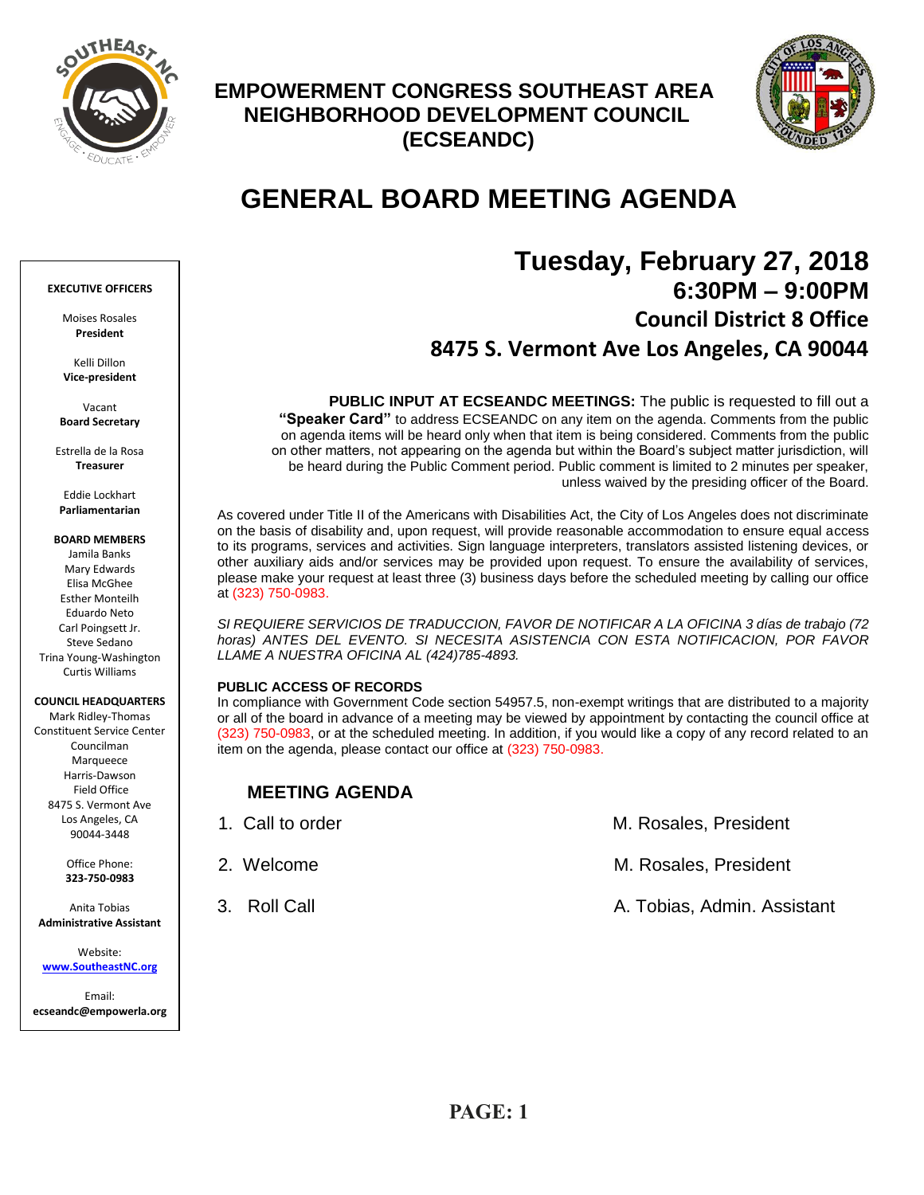# EMPOWERMENT CONGRESS SOUTHEAST AREA NEIGHBORHOOD DEVELOPMENT COUNCIL (ECSEANDC)

# GENERAL BOARD MEETING AGENDA

## Tuesday, February 27, 2018
### 6:30PM – 9:00PM
### Council District 8 Office
### 8475 S. Vermont Ave Los Angeles, CA 90044

**EXECUTIVE OFFICERS**

Moises Rosales
**President**

Kelli Dillon
**Vice-president**

Vacant
**Board Secretary**

Estrella de la Rosa
**Treasurer**

Eddie Lockhart
**Parliamentarian**

**BOARD MEMBERS**
Jamila Banks
Mary Edwards
Elisa McGhee
Esther Monteilh
Eduardo Neto
Carl Poingsett Jr.
Steve Sedano
Trina Young-Washington
Curtis Williams

**COUNCIL HEADQUARTERS**
Mark Ridley-Thomas Constituent Service Center
Councilman Marqueece Harris-Dawson Field Office
8475 S. Vermont Ave
Los Angeles, CA 90044-3448

Office Phone:
**323-750-0983**

Anita Tobias
**Administrative Assistant**

Website:
**www.SoutheastNC.org**

Email:
**ecseandc@empowerla.org**

**PUBLIC INPUT AT ECSEANDC MEETINGS:** The public is requested to fill out a **"Speaker Card"** to address ECSEANDC on any item on the agenda. Comments from the public on agenda items will be heard only when that item is being considered. Comments from the public on other matters, not appearing on the agenda but within the Board's subject matter jurisdiction, will be heard during the Public Comment period. Public comment is limited to 2 minutes per speaker, unless waived by the presiding officer of the Board.

As covered under Title II of the Americans with Disabilities Act, the City of Los Angeles does not discriminate on the basis of disability and, upon request, will provide reasonable accommodation to ensure equal access to its programs, services and activities. Sign language interpreters, translators assisted listening devices, or other auxiliary aids and/or services may be provided upon request. To ensure the availability of services, please make your request at least three (3) business days before the scheduled meeting by calling our office at (323) 750-0983.

*SI REQUIERE SERVICIOS DE TRADUCCION, FAVOR DE NOTIFICAR A LA OFICINA 3 días de trabajo (72 horas) ANTES DEL EVENTO. SI NECESITA ASISTENCIA CON ESTA NOTIFICACION, POR FAVOR LLAME A NUESTRA OFICINA AL (424)785-4893.*

**PUBLIC ACCESS OF RECORDS**
In compliance with Government Code section 54957.5, non-exempt writings that are distributed to a majority or all of the board in advance of a meeting may be viewed by appointment by contacting the council office at (323) 750-0983, or at the scheduled meeting. In addition, if you would like a copy of any record related to an item on the agenda, please contact our office at (323) 750-0983.

## MEETING AGENDA

1. Call to order — M. Rosales, President
2. Welcome — M. Rosales, President
3. Roll Call — A. Tobias, Admin. Assistant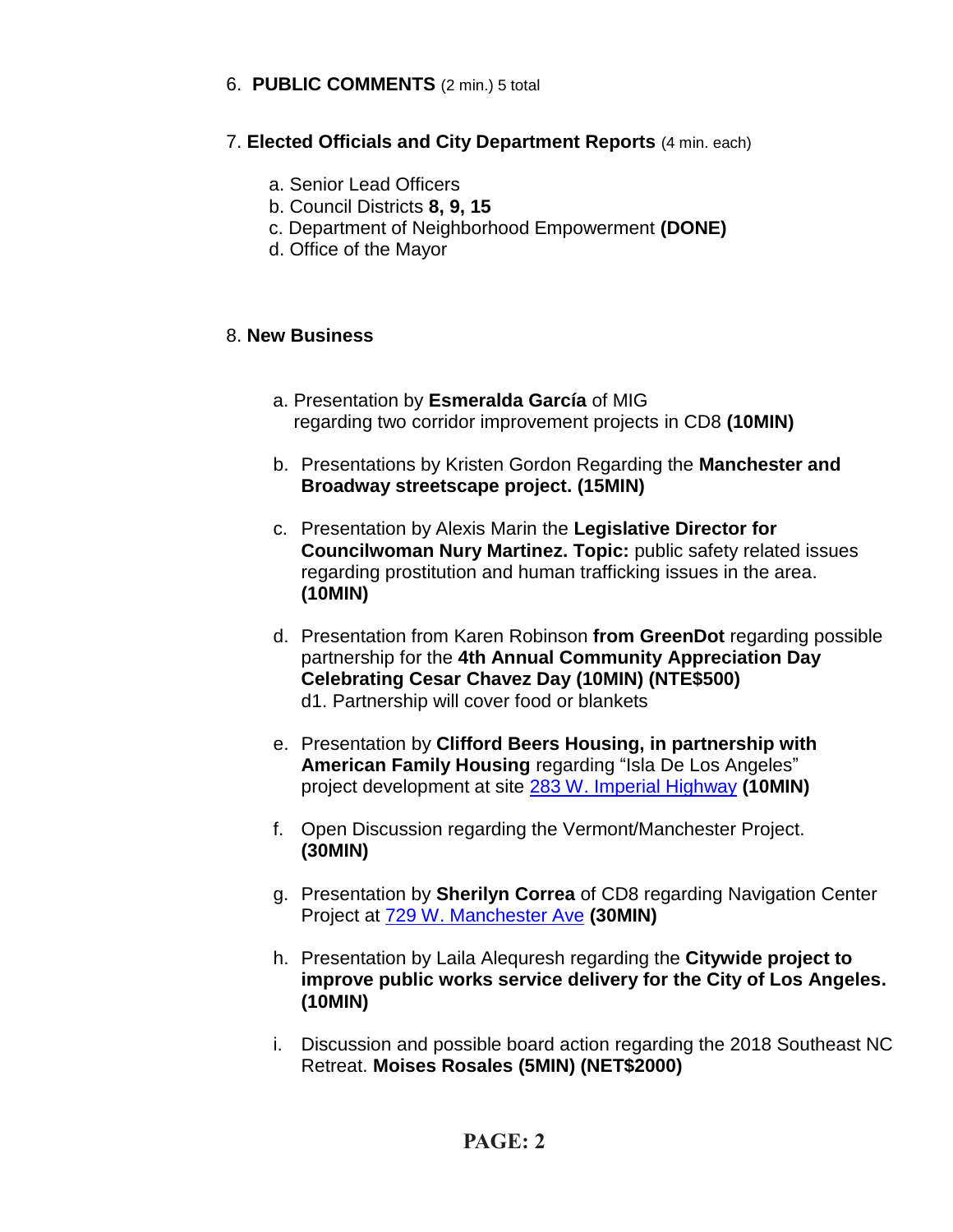6. **PUBLIC COMMENTS** (2 min.) 5 total

7. **Elected Officials and City Department Reports** (4 min. each)

   a. Senior Lead Officers
   b. Council Districts **8, 9, 15**
   c. Department of Neighborhood Empowerment **(DONE)**
   d. Office of the Mayor

8. **New Business**

   a. Presentation by **Esmeralda García** of MIG regarding two corridor improvement projects in CD8 **(10MIN)**

   b. Presentations by Kristen Gordon Regarding the **Manchester and Broadway streetscape project. (15MIN)**

   c. Presentation by Alexis Marin the **Legislative Director for Councilwoman Nury Martinez. Topic:** public safety related issues regarding prostitution and human trafficking issues in the area. **(10MIN)**

   d. Presentation from Karen Robinson **from GreenDot** regarding possible partnership for the **4th Annual Community Appreciation Day Celebrating Cesar Chavez Day (10MIN) (NTE$500)**
      d1. Partnership will cover food or blankets

   e. Presentation by **Clifford Beers Housing, in partnership with American Family Housing** regarding "Isla De Los Angeles" project development at site [283 W. Imperial Highway]() **(10MIN)**

   f. Open Discussion regarding the Vermont/Manchester Project. **(30MIN)**

   g. Presentation by **Sherilyn Correa** of CD8 regarding Navigation Center Project at [729 W. Manchester Ave]() **(30MIN)**

   h. Presentation by Laila Alequresh regarding the **Citywide project to improve public works service delivery for the City of Los Angeles. (10MIN)**

   i. Discussion and possible board action regarding the 2018 Southeast NC Retreat. **Moises Rosales (5MIN) (NET$2000)**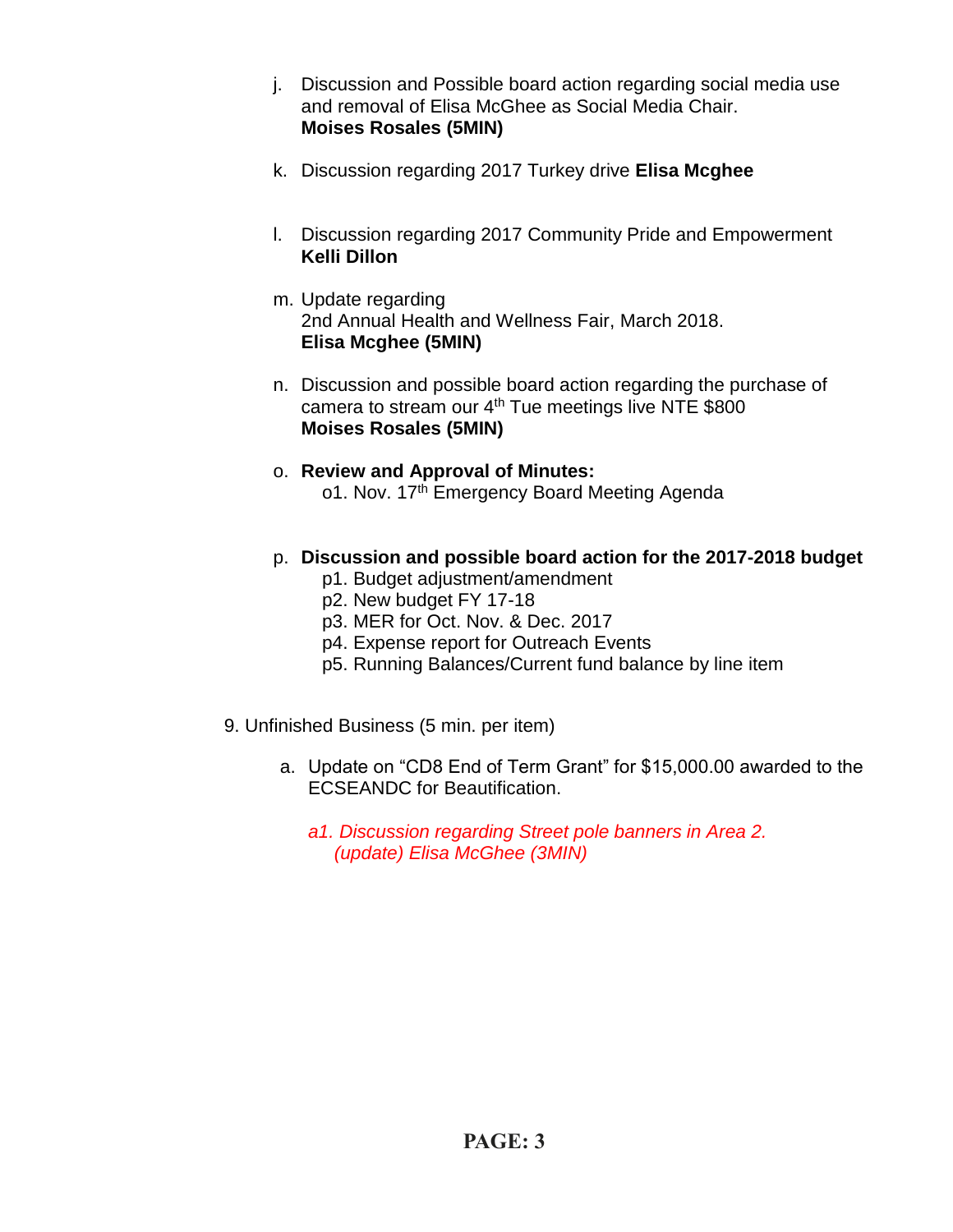j. Discussion and Possible board action regarding social media use and removal of Elisa McGhee as Social Media Chair.
**Moises Rosales (5MIN)**

k. Discussion regarding 2017 Turkey drive **Elisa Mcghee**

l. Discussion regarding 2017 Community Pride and Empowerment
**Kelli Dillon**

m. Update regarding
2nd Annual Health and Wellness Fair, March 2018.
**Elisa Mcghee (5MIN)**

n. Discussion and possible board action regarding the purchase of camera to stream our 4th Tue meetings live NTE $800
**Moises Rosales (5MIN)**

o. **Review and Approval of Minutes:**
   o1. Nov. 17th Emergency Board Meeting Agenda

p. **Discussion and possible board action for the 2017-2018 budget**
   p1. Budget adjustment/amendment
   p2. New budget FY 17-18
   p3. MER for Oct. Nov. & Dec. 2017
   p4. Expense report for Outreach Events
   p5. Running Balances/Current fund balance by line item

9. Unfinished Business (5 min. per item)

   a. Update on "CD8 End of Term Grant" for $15,000.00 awarded to the ECSEANDC for Beautification.

      *a1. Discussion regarding Street pole banners in Area 2. (update) Elisa McGhee (3MIN)*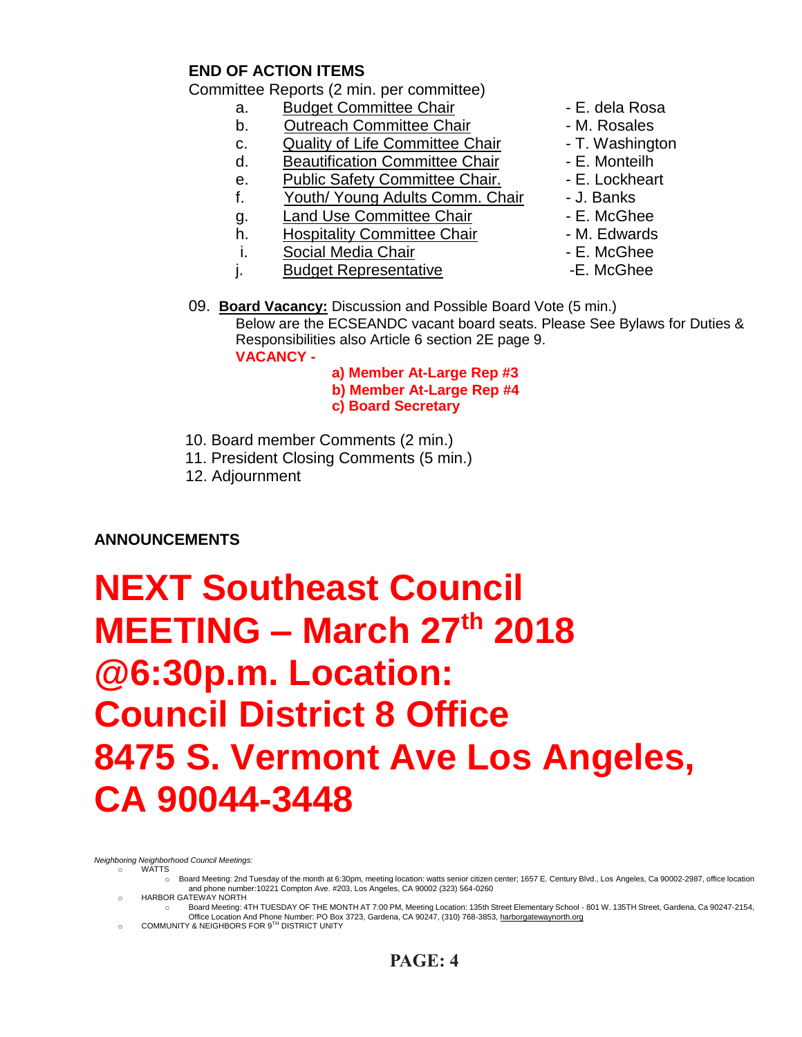**END OF ACTION ITEMS**

Committee Reports (2 min. per committee)

a. Budget Committee Chair - E. dela Rosa
b. Outreach Committee Chair - M. Rosales
c. Quality of Life Committee Chair - T. Washington
d. Beautification Committee Chair - E. Monteilh
e. Public Safety Committee Chair. - E. Lockheart
f. Youth/ Young Adults Comm. Chair - J. Banks
g. Land Use Committee Chair - E. McGhee
h. Hospitality Committee Chair - M. Edwards
i. Social Media Chair - E. McGhee
j. Budget Representative -E. McGhee

09. **Board Vacancy:** Discussion and Possible Board Vote (5 min.)
Below are the ECSEANDC vacant board seats. Please See Bylaws for Duties & Responsibilities also Article 6 section 2E page 9.
**VACANCY -**
**a) Member At-Large Rep #3**
**b) Member At-Large Rep #4**
**c) Board Secretary**

10. Board member Comments (2 min.)
11. President Closing Comments (5 min.)
12. Adjournment

**ANNOUNCEMENTS**

# NEXT Southeast Council MEETING – March 27th 2018 @6:30p.m. Location: Council District 8 Office 8475 S. Vermont Ave Los Angeles, CA 90044-3448

*Neighboring Neighborhood Council Meetings:*

- WATTS
  - Board Meeting: 2nd Tuesday of the month at 6:30pm, meeting location: watts senior citizen center; 1657 E. Century Blvd., Los Angeles, Ca 90002-2987, office location and phone number:10221 Compton Ave. #203, Los Angeles, CA 90002 (323) 564-0260
- HARBOR GATEWAY NORTH
  - Board Meeting: 4TH TUESDAY OF THE MONTH AT 7:00 PM, Meeting Location: 135th Street Elementary School - 801 W. 135TH Street, Gardena, Ca 90247-2154, Office Location And Phone Number: PO Box 3723, Gardena, CA 90247, (310) 768-3853, harborgatewaynorth.org
- COMMUNITY & NEIGHBORS FOR 9TH DISTRICT UNITY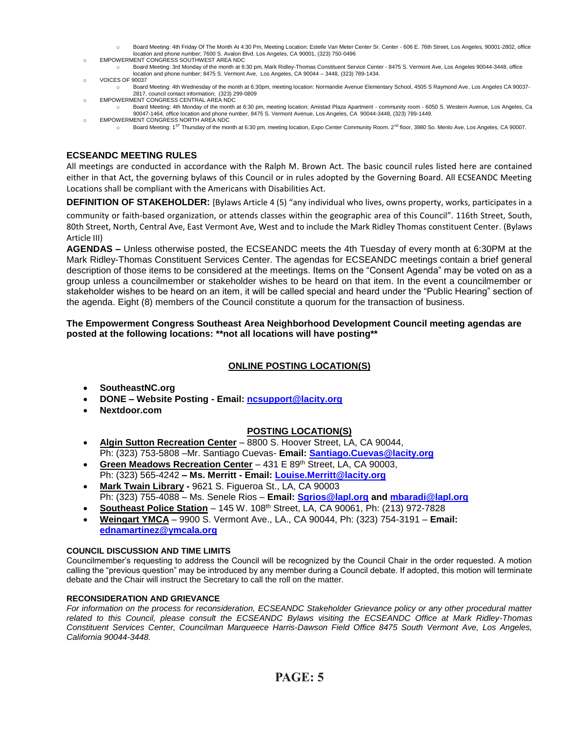- Board Meeting: 4th Friday Of The Month At 4:30 Pm, Meeting Location; Estelle Van Meter Center Sr. Center - 606 E. 76th Street, Los Angeles, 90001-2802, office location and phone number; 7600 S. Avalon Blvd. Los Angeles, CA 90001, (323) 750-0496
- EMPOWERMENT CONGRESS SOUTHWEST AREA NDC
  - Board Meeting: 3rd Monday of the month at 6:30 pm, Mark Ridley-Thomas Constituent Service Center - 8475 S. Vermont Ave, Los Angeles 90044-3448, office location and phone number; 8475 S. Vermont Ave, Los Angeles, CA 90044 – 3448, (323) 789-1434.
- VOICES OF 90037
  - Board Meeting: 4th Wednesday of the month at 6:30pm, meeting location: Normandie Avenue Elementary School, 4505 S Raymond Ave, Los Angeles CA 90037-2817, council contact information; (323) 299-0809
- EMPOWERMENT CONGRESS CENTRAL AREA NDC
  - Board Meeting: 4th Monday of the month at 6:30 pm, meeting location; Amistad Plaza Apartment - community room - 6050 S. Western Avenue, Los Angeles, Ca 90047-1464, office location and phone number, 8475 S. Vermont Avenue, Los Angeles, CA 90044-3448, (323) 789-1449.
- EMPOWERMENT CONGRESS NORTH AREA NDC
  - Board Meeting: 1ST Thursday of the month at 6:30 pm, meeting location, Expo Center Community Room. 2nd floor, 3980 So. Menlo Ave, Los Angeles, CA 90007.

### ECSEANDC MEETING RULES

All meetings are conducted in accordance with the Ralph M. Brown Act. The basic council rules listed here are contained either in that Act, the governing bylaws of this Council or in rules adopted by the Governing Board. All ECSEANDC Meeting Locations shall be compliant with the Americans with Disabilities Act.

**DEFINITION OF STAKEHOLDER:** [Bylaws Article 4 (5) "any individual who lives, owns property, works, participates in a community or faith-based organization, or attends classes within the geographic area of this Council". 116th Street, South, 80th Street, North, Central Ave, East Vermont Ave, West and to include the Mark Ridley Thomas constituent Center. (Bylaws Article III)

**AGENDAS –** Unless otherwise posted, the ECSEANDC meets the 4th Tuesday of every month at 6:30PM at the Mark Ridley-Thomas Constituent Services Center. The agendas for ECSEANDC meetings contain a brief general description of those items to be considered at the meetings. Items on the "Consent Agenda" may be voted on as a group unless a councilmember or stakeholder wishes to be heard on that item. In the event a councilmember or stakeholder wishes to be heard on an item, it will be called special and heard under the "Public Hearing" section of the agenda. Eight (8) members of the Council constitute a quorum for the transaction of business.

**The Empowerment Congress Southeast Area Neighborhood Development Council meeting agendas are posted at the following locations: \*\*not all locations will have posting\*\***

#### ONLINE POSTING LOCATION(S)

- **SoutheastNC.org**
- **DONE – Website Posting - Email: ncsupport@lacity.org**
- **Nextdoor.com**

#### POSTING LOCATION(S)

- **Algin Sutton Recreation Center** – 8800 S. Hoover Street, LA, CA 90044, Ph: (323) 753-5808 –Mr. Santiago Cuevas- **Email: Santiago.Cuevas@lacity.org**
- **Green Meadows Recreation Center** – 431 E 89th Street, LA, CA 90003, Ph: (323) 565-4242 **– Ms. Merritt - Email: Louise.Merritt@lacity.org**
- **Mark Twain Library -** 9621 S. Figueroa St., LA, CA 90003 Ph: (323) 755-4088 – Ms. Senele Rios – **Email: Sgrios@lapl.org and mbaradi@lapl.org**
- **Southeast Police Station** – 145 W. 108th Street, LA, CA 90061, Ph: (213) 972-7828
- **Weingart YMCA** – 9900 S. Vermont Ave., LA., CA 90044, Ph: (323) 754-3191 – **Email: ednamartinez@ymcala.org**

#### COUNCIL DISCUSSION AND TIME LIMITS

Councilmember's requesting to address the Council will be recognized by the Council Chair in the order requested. A motion calling the "previous question" may be introduced by any member during a Council debate. If adopted, this motion will terminate debate and the Chair will instruct the Secretary to call the roll on the matter.

#### RECONSIDERATION AND GRIEVANCE

*For information on the process for reconsideration, ECSEANDC Stakeholder Grievance policy or any other procedural matter related to this Council, please consult the ECSEANDC Bylaws visiting the ECSEANDC Office at Mark Ridley-Thomas Constituent Services Center, Councilman Marqueece Harris-Dawson Field Office 8475 South Vermont Ave, Los Angeles, California 90044-3448.*